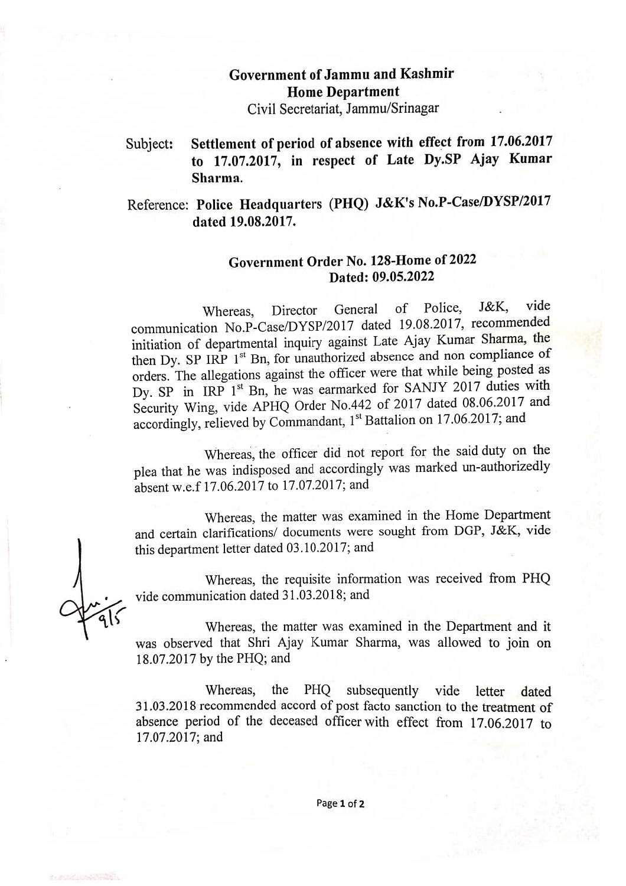**Government of Jammu and Kashmir**
**Home Department**
Civil Secretariat, Jammu/Srinagar

Subject: **Settlement of period of absence with effect from 17.06.2017 to 17.07.2017, in respect of Late Dy.SP Ajay Kumar Sharma.**

Reference: **Police Headquarters (PHQ) J&K's No.P-Case/DYSP/2017 dated 19.08.2017.**

**Government Order No. 128-Home of 2022**
**Dated: 09.05.2022**

Whereas, Director General of Police, J&K, vide communication No.P-Case/DYSP/2017 dated 19.08.2017, recommended initiation of departmental inquiry against Late Ajay Kumar Sharma, the then Dy. SP IRP 1st Bn, for unauthorized absence and non compliance of orders. The allegations against the officer were that while being posted as Dy. SP in IRP 1st Bn, he was earmarked for SANJY 2017 duties with Security Wing, vide APHQ Order No.442 of 2017 dated 08.06.2017 and accordingly, relieved by Commandant, 1st Battalion on 17.06.2017; and

Whereas, the officer did not report for the said duty on the plea that he was indisposed and accordingly was marked un-authorizedly absent w.e.f 17.06.2017 to 17.07.2017; and

Whereas, the matter was examined in the Home Department and certain clarifications/ documents were sought from DGP, J&K, vide this department letter dated 03.10.2017; and

Whereas, the requisite information was received from PHQ vide communication dated 31.03.2018; and

Whereas, the matter was examined in the Department and it was observed that Shri Ajay Kumar Sharma, was allowed to join on 18.07.2017 by the PHQ; and

Whereas, the PHQ subsequently vide letter dated 31.03.2018 recommended accord of post facto sanction to the treatment of absence period of the deceased officer with effect from 17.06.2017 to 17.07.2017; and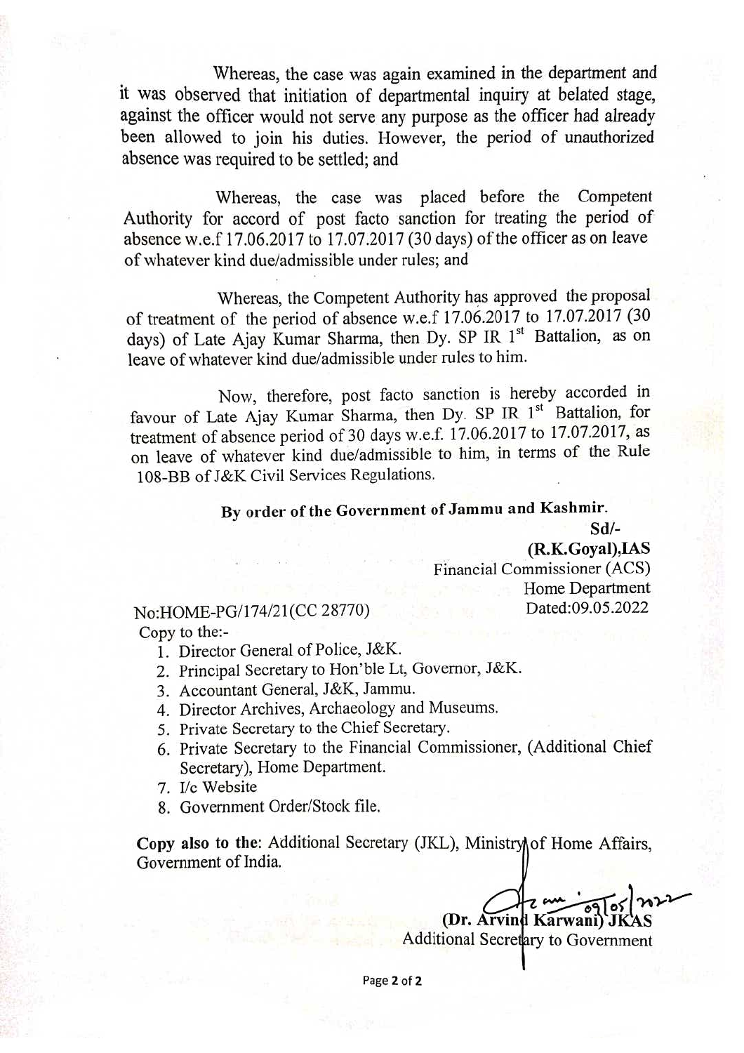Whereas, the case was again examined in the department and it was observed that initiation of departmental inquiry at belated stage, against the officer would not serve any purpose as the officer had already been allowed to join his duties. However, the period of unauthorized absence was required to be settled; and

Whereas, the case was placed before the Competent Authority for accord of post facto sanction for treating the period of absence w.e.f 17.06.2017 to 17.07.2017 (30 days) of the officer as on leave of whatever kind due/admissible under rules; and

Whereas, the Competent Authority has approved the proposal of treatment of the period of absence w.e.f 17.06.2017 to 17.07.2017 (30 days) of Late Ajay Kumar Sharma, then Dy. SP IR 1st Battalion, as on leave of whatever kind due/admissible under rules to him.

Now, therefore, post facto sanction is hereby accorded in favour of Late Ajay Kumar Sharma, then Dy. SP IR 1st Battalion, for treatment of absence period of 30 days w.e.f. 17.06.2017 to 17.07.2017, as on leave of whatever kind due/admissible to him, in terms of the Rule 108-BB of J&K Civil Services Regulations.

**By order of the Government of Jammu and Kashmir.**

**Sd/-**

**(R.K.Goyal),IAS**
Financial Commissioner (ACS)
Home Department
Dated:09.05.2022

No:HOME-PG/174/21(CC 28770)

Copy to the:-

1. Director General of Police, J&K.
2. Principal Secretary to Hon'ble Lt, Governor, J&K.
3. Accountant General, J&K, Jammu.
4. Director Archives, Archaeology and Museums.
5. Private Secretary to the Chief Secretary.
6. Private Secretary to the Financial Commissioner, (Additional Chief Secretary), Home Department.
7. I/c Website
8. Government Order/Stock file.

**Copy also to the**: Additional Secretary (JKL), Ministry of Home Affairs, Government of India.

09/05/2022

**(Dr. Arvind Karwani) JKAS**
Additional Secretary to Government